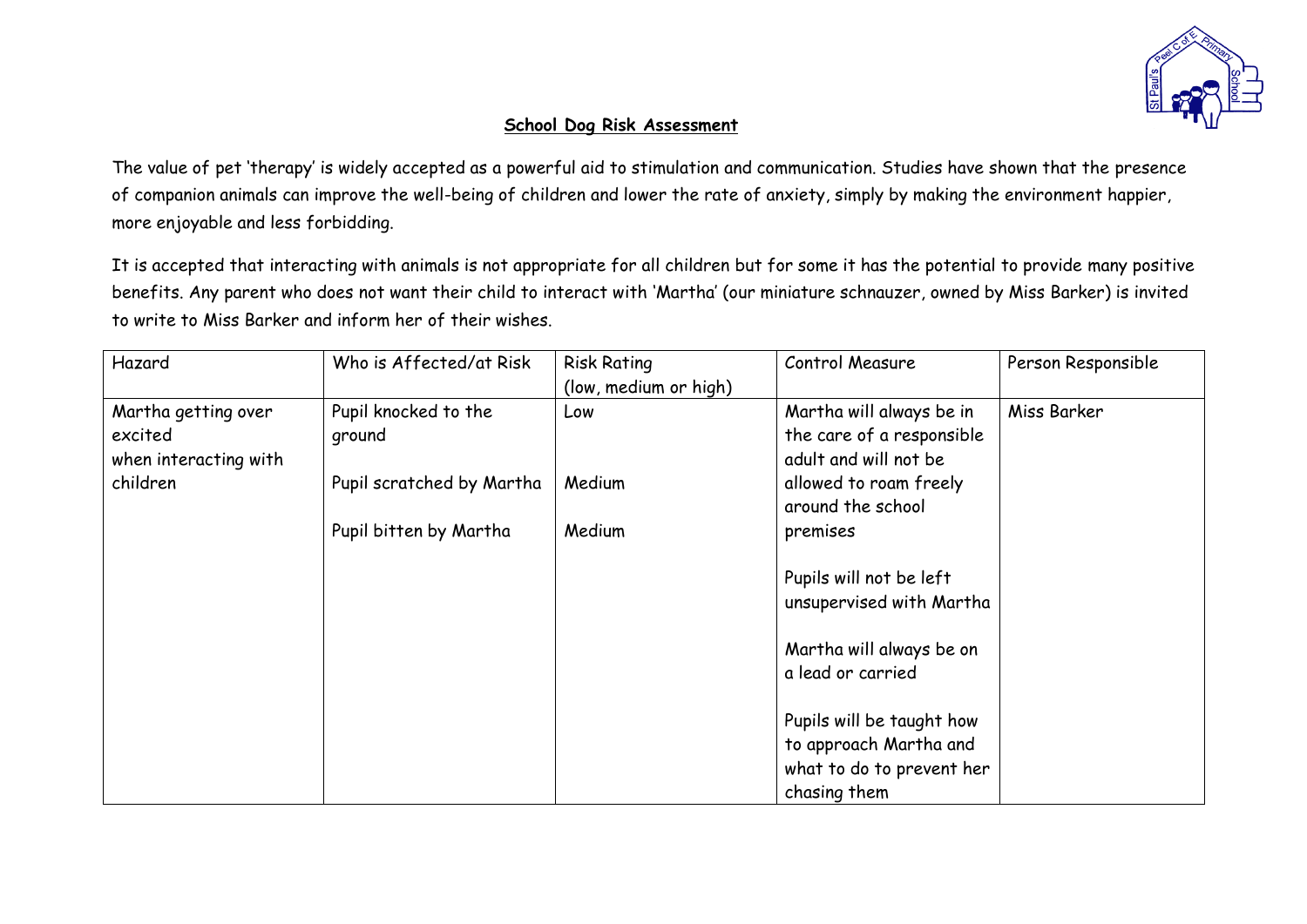# **School Dog Risk Assessment**

The value of pet 'therapy' is widely accepted as a powerful aid to stimulation and communication. Studies have shown that the presence of companion animals can improve the well-being of children and lower the rate of anxiety, simply by making the environment happier, more enjoyable and less forbidding.

It is accepted that interacting with animals is not appropriate for all children but for some it has the potential to provide many positive benefits. Any parent who does not want their child to interact with 'Martha' (our miniature schnauzer, owned by Miss Barker) is invited to write to Miss Barker and inform her of their wishes.

| Hazard | Who is Affected/at Risk | Risk Rating (low, medium or high) | Control Measure | Person Responsible |
|---|---|---|---|---|
| Martha getting over excited when interacting with children | Pupil knocked to the ground<br><br>Pupil scratched by Martha<br><br>Pupil bitten by Martha | Low<br><br>Medium<br><br>Medium | Martha will always be in the care of a responsible adult and will not be allowed to roam freely around the school premises<br><br>Pupils will not be left unsupervised with Martha<br><br>Martha will always be on a lead or carried<br><br>Pupils will be taught how to approach Martha and what to do to prevent her chasing them | Miss Barker |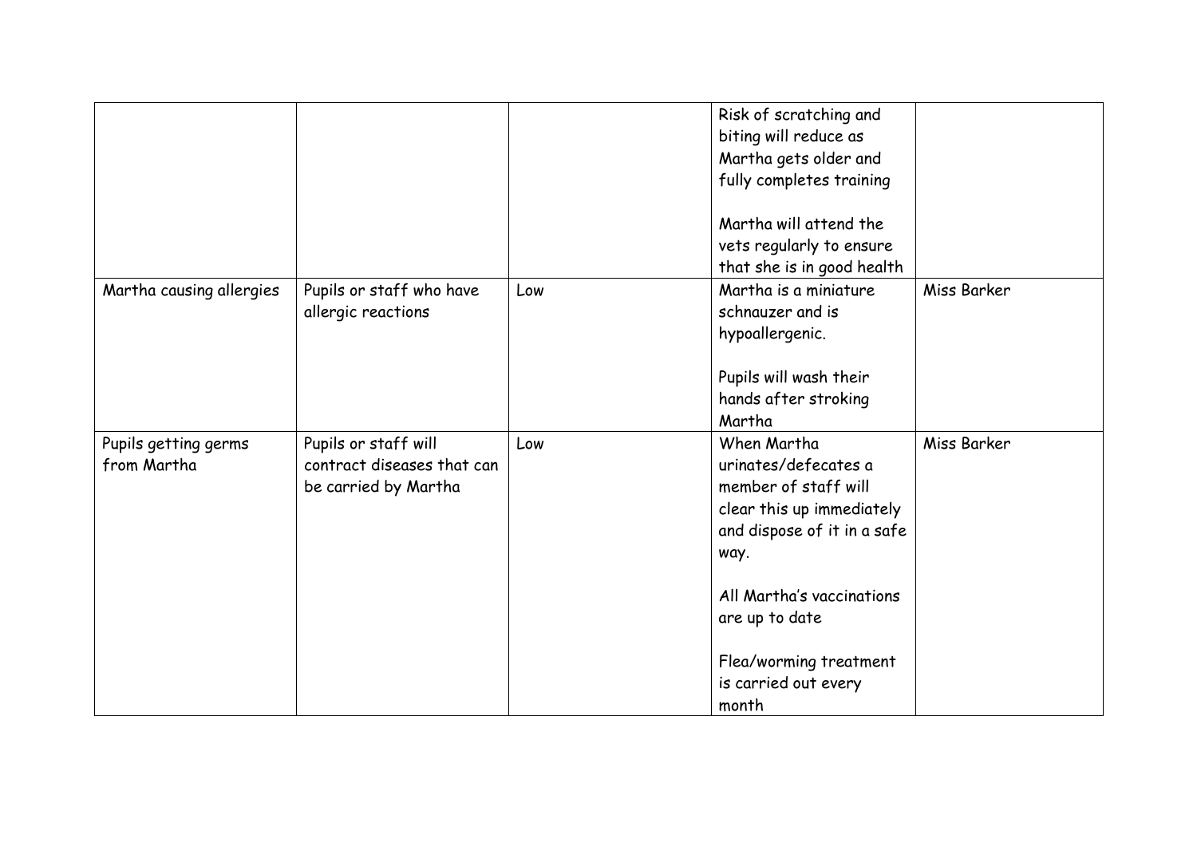| | | | | |
|---|---|---|---|---|
| | | | Risk of scratching and biting will reduce as Martha gets older and fully completes training<br><br>Martha will attend the vets regularly to ensure that she is in good health | |
| Martha causing allergies | Pupils or staff who have allergic reactions | Low | Martha is a miniature schnauzer and is hypoallergenic.<br><br>Pupils will wash their hands after stroking Martha | Miss Barker |
| Pupils getting germs from Martha | Pupils or staff will contract diseases that can be carried by Martha | Low | When Martha urinates/defecates a member of staff will clear this up immediately and dispose of it in a safe way.<br><br>All Martha's vaccinations are up to date<br><br>Flea/worming treatment is carried out every month | Miss Barker |